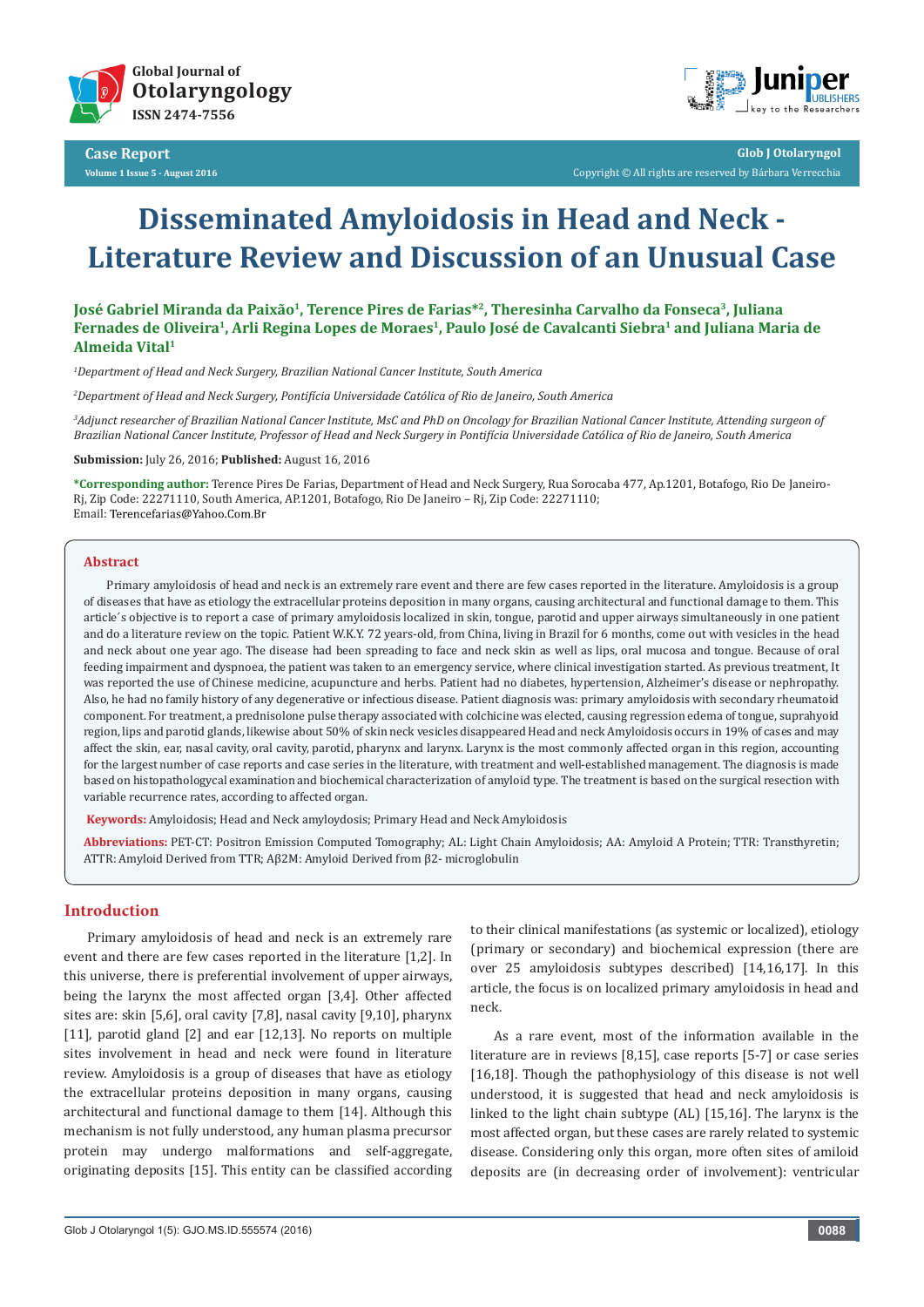Case Report

# Disseminated Amyloidosis in Head and Neck - Literature Review and Discussion of an Unusual Case

**José Gabriel Miranda da Paixão[1], Terence Pires de Farias*[2], Theresinha Carvalho da Fonseca[3], Juliana Fernades de Oliveira[1], Arli Regina Lopes de Moraes[1], Paulo José de Cavalcanti Siebra[1] and Juliana Maria de Almeida Vital[1]**

*[1]Department of Head and Neck Surgery, Brazilian National Cancer Institute, South America*

*[2]Department of Head and Neck Surgery, Pontifícia Universidade Católica of Rio de Janeiro, South America*

*[3]Adjunct researcher of Brazilian National Cancer Institute, MsC and PhD on Oncology for Brazilian National Cancer Institute, Attending surgeon of Brazilian National Cancer Institute, Professor of Head and Neck Surgery in Pontifícia Universidade Católica of Rio de Janeiro, South America*

**Submission:** July 26, 2016; **Published:** August 16, 2016

**\*Corresponding author:** Terence Pires De Farias, Department of Head and Neck Surgery, Rua Sorocaba 477, Ap.1201, Botafogo, Rio De Janeiro-Rj, Zip Code: 22271110, South America, AP.1201, Botafogo, Rio De Janeiro – Rj, Zip Code: 22271110;
Email: Terencefarias@Yahoo.Com.Br

## Abstract

Primary amyloidosis of head and neck is an extremely rare event and there are few cases reported in the literature. Amyloidosis is a group of diseases that have as etiology the extracellular proteins deposition in many organs, causing architectural and functional damage to them. This article´s objective is to report a case of primary amyloidosis localized in skin, tongue, parotid and upper airways simultaneously in one patient and do a literature review on the topic. Patient W.K.Y. 72 years-old, from China, living in Brazil for 6 months, come out with vesicles in the head and neck about one year ago. The disease had been spreading to face and neck skin as well as lips, oral mucosa and tongue. Because of oral feeding impairment and dyspnoea, the patient was taken to an emergency service, where clinical investigation started. As previous treatment, It was reported the use of Chinese medicine, acupuncture and herbs. Patient had no diabetes, hypertension, Alzheimer's disease or nephropathy. Also, he had no family history of any degenerative or infectious disease. Patient diagnosis was: primary amyloidosis with secondary rheumatoid component. For treatment, a prednisolone pulse therapy associated with colchicine was elected, causing regression edema of tongue, suprahyoid region, lips and parotid glands, likewise about 50% of skin neck vesicles disappeared Head and neck Amyloidosis occurs in 19% of cases and may affect the skin, ear, nasal cavity, oral cavity, parotid, pharynx and larynx. Larynx is the most commonly affected organ in this region, accounting for the largest number of case reports and case series in the literature, with treatment and well-established management. The diagnosis is made based on histopathologycal examination and biochemical characterization of amyloid type. The treatment is based on the surgical resection with variable recurrence rates, according to affected organ.

**Keywords:** Amyloidosis; Head and Neck amyloydosis; Primary Head and Neck Amyloidosis

**Abbreviations:** PET-CT: Positron Emission Computed Tomography; AL: Light Chain Amyloidosis; AA: Amyloid A Protein; TTR: Transthyretin; ATTR: Amyloid Derived from TTR; Aβ2M: Amyloid Derived from β2- microglobulin

## Introduction

Primary amyloidosis of head and neck is an extremely rare event and there are few cases reported in the literature [1,2]. In this universe, there is preferential involvement of upper airways, being the larynx the most affected organ [3,4]. Other affected sites are: skin [5,6], oral cavity [7,8], nasal cavity [9,10], pharynx [11], parotid gland [2] and ear [12,13]. No reports on multiple sites involvement in head and neck were found in literature review. Amyloidosis is a group of diseases that have as etiology the extracellular proteins deposition in many organs, causing architectural and functional damage to them [14]. Although this mechanism is not fully understood, any human plasma precursor protein may undergo malformations and self-aggregate, originating deposits [15]. This entity can be classified according to their clinical manifestations (as systemic or localized), etiology (primary or secondary) and biochemical expression (there are over 25 amyloidosis subtypes described) [14,16,17]. In this article, the focus is on localized primary amyloidosis in head and neck.

As a rare event, most of the information available in the literature are in reviews [8,15], case reports [5-7] or case series [16,18]. Though the pathophysiology of this disease is not well understood, it is suggested that head and neck amyloidosis is linked to the light chain subtype (AL) [15,16]. The larynx is the most affected organ, but these cases are rarely related to systemic disease. Considering only this organ, more often sites of amiloid deposits are (in decreasing order of involvement): ventricular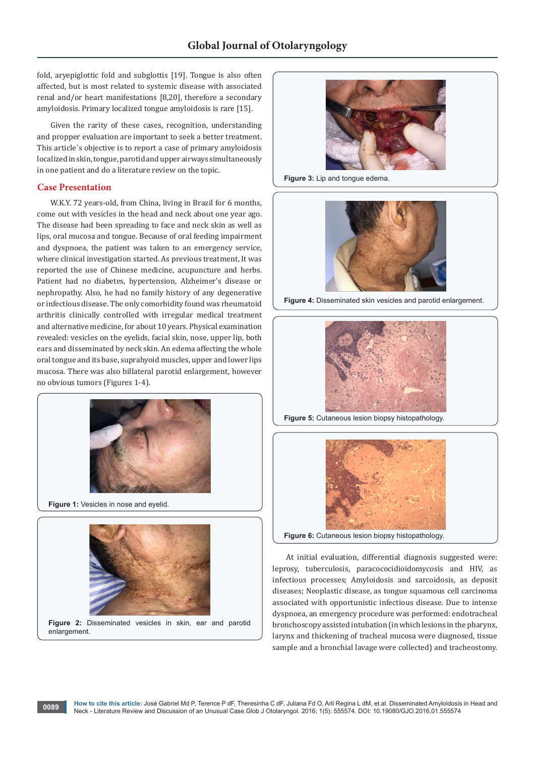fold, aryepiglottic fold and subglottis [19]. Tongue is also often affected, but is most related to systemic disease with associated renal and/or heart manifestations [8,20], therefore a secondary amyloidosis. Primary localized tongue amyloidosis is rare [15].

Given the rarity of these cases, recognition, understanding and propper evaluation are important to seek a better treatment. This article´s objective is to report a case of primary amyloidosis localized in skin, tongue, parotid and upper airways simultaneously in one patient and do a literature review on the topic.

## Case Presentation

W.K.Y. 72 years-old, from China, living in Brazil for 6 months, come out with vesicles in the head and neck about one year ago. The disease had been spreading to face and neck skin as well as lips, oral mucosa and tongue. Because of oral feeding impairment and dyspnoea, the patient was taken to an emergency service, where clinical investigation started. As previous treatment, It was reported the use of Chinese medicine, acupuncture and herbs. Patient had no diabetes, hypertension, Alzheimer's disease or nephropathy. Also, he had no family history of any degenerative or infectious disease. The only comorbidity found was rheumatoid arthritis clinically controlled with irregular medical treatment and alternative medicine, for about 10 years. Physical examination revealed: vesicles on the eyelids, facial skin, nose, upper lip, both ears and disseminated by neck skin. An edema affecting the whole oral tongue and its base, suprahyoid muscles, upper and lower lips mucosa. There was also billateral parotid enlargement, however no obvious tumors (Figures 1-4).

**Figure 1:** Vesicles in nose and eyelid.

**Figure 2:** Disseminated vesicles in skin, ear and parotid enlargement.

**Figure 3:** Lip and tongue edema.

**Figure 4:** Disseminated skin vesicles and parotid enlargement.

**Figure 5:** Cutaneous lesion biopsy histopathology.

**Figure 6:** Cutaneous lesion biopsy histopathology.

At initial evaluation, differential diagnosis suggested were: leprosy, tuberculosis, paracocidioidomycosis and HIV, as infectious processes; Amyloidosis and sarcoidosis, as deposit diseases; Neoplastic disease, as tongue squamous cell carcinoma associated with opportunistic infectious disease. Due to intense dyspnoea, an emergency procedure was performed: endotracheal bronchoscopy assisted intubation (in which lesions in the pharynx, larynx and thickening of tracheal mucosa were diagnosed, tissue sample and a bronchial lavage were collected) and tracheostomy.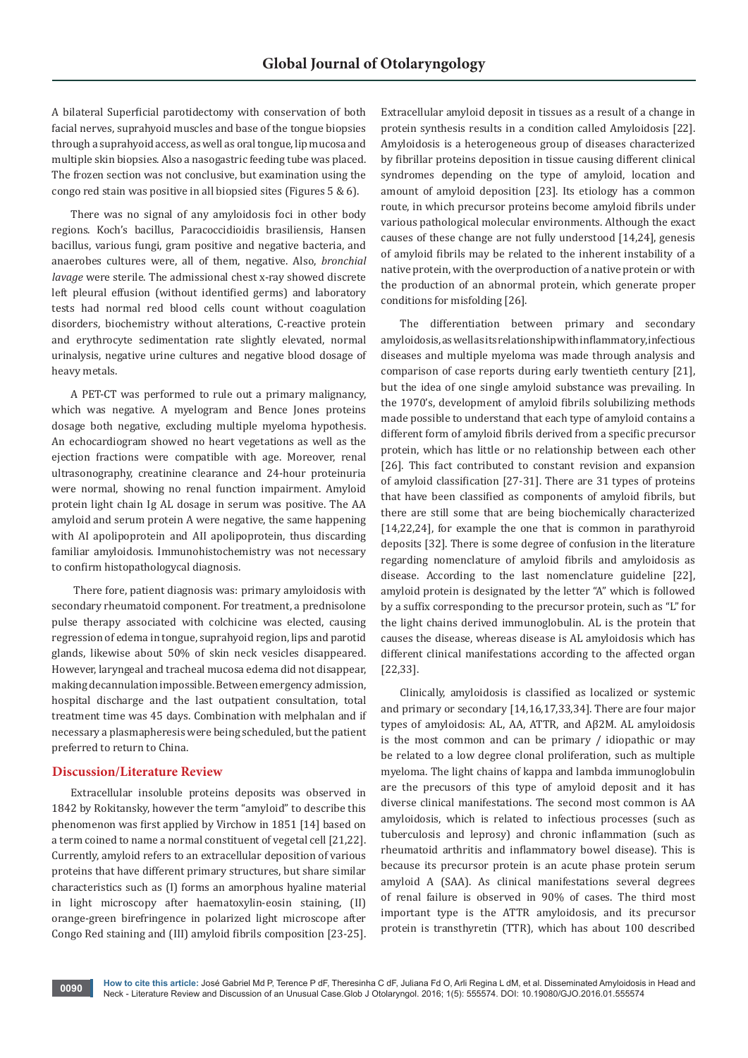A bilateral Superficial parotidectomy with conservation of both facial nerves, suprahyoid muscles and base of the tongue biopsies through a suprahyoid access, as well as oral tongue, lip mucosa and multiple skin biopsies. Also a nasogastric feeding tube was placed. The frozen section was not conclusive, but examination using the congo red stain was positive in all biopsied sites (Figures 5 & 6).

There was no signal of any amyloidosis foci in other body regions. Koch's bacillus, Paracoccidioidis brasiliensis, Hansen bacillus, various fungi, gram positive and negative bacteria, and anaerobes cultures were, all of them, negative. Also, *bronchial lavage* were sterile. The admissional chest x-ray showed discrete left pleural effusion (without identified germs) and laboratory tests had normal red blood cells count without coagulation disorders, biochemistry without alterations, C-reactive protein and erythrocyte sedimentation rate slightly elevated, normal urinalysis, negative urine cultures and negative blood dosage of heavy metals.

A PET-CT was performed to rule out a primary malignancy, which was negative. A myelogram and Bence Jones proteins dosage both negative, excluding multiple myeloma hypothesis. An echocardiogram showed no heart vegetations as well as the ejection fractions were compatible with age. Moreover, renal ultrasonography, creatinine clearance and 24-hour proteinuria were normal, showing no renal function impairment. Amyloid protein light chain Ig AL dosage in serum was positive. The AA amyloid and serum protein A were negative, the same happening with AI apolipoprotein and AII apolipoprotein, thus discarding familiar amyloidosis. Immunohistochemistry was not necessary to confirm histopathologycal diagnosis.

There fore, patient diagnosis was: primary amyloidosis with secondary rheumatoid component. For treatment, a prednisolone pulse therapy associated with colchicine was elected, causing regression of edema in tongue, suprahyoid region, lips and parotid glands, likewise about 50% of skin neck vesicles disappeared. However, laryngeal and tracheal mucosa edema did not disappear, making decannulation impossible. Between emergency admission, hospital discharge and the last outpatient consultation, total treatment time was 45 days. Combination with melphalan and if necessary a plasmapheresis were being scheduled, but the patient preferred to return to China.

## Discussion/Literature Review

Extracellular insoluble proteins deposits was observed in 1842 by Rokitansky, however the term "amyloid" to describe this phenomenon was first applied by Virchow in 1851 [14] based on a term coined to name a normal constituent of vegetal cell [21,22]. Currently, amyloid refers to an extracellular deposition of various proteins that have different primary structures, but share similar characteristics such as (I) forms an amorphous hyaline material in light microscopy after haematoxylin-eosin staining, (II) orange-green birefringence in polarized light microscope after Congo Red staining and (III) amyloid fibrils composition [23-25]. Extracellular amyloid deposit in tissues as a result of a change in protein synthesis results in a condition called Amyloidosis [22]. Amyloidosis is a heterogeneous group of diseases characterized by fibrillar proteins deposition in tissue causing different clinical syndromes depending on the type of amyloid, location and amount of amyloid deposition [23]. Its etiology has a common route, in which precursor proteins become amyloid fibrils under various pathological molecular environments. Although the exact causes of these change are not fully understood [14,24], genesis of amyloid fibrils may be related to the inherent instability of a native protein, with the overproduction of a native protein or with the production of an abnormal protein, which generate proper conditions for misfolding [26].

The differentiation between primary and secondary amyloidosis, as well as its relationship with inflammatory, infectious diseases and multiple myeloma was made through analysis and comparison of case reports during early twentieth century [21], but the idea of one single amyloid substance was prevailing. In the 1970's, development of amyloid fibrils solubilizing methods made possible to understand that each type of amyloid contains a different form of amyloid fibrils derived from a specific precursor protein, which has little or no relationship between each other [26]. This fact contributed to constant revision and expansion of amyloid classification [27-31]. There are 31 types of proteins that have been classified as components of amyloid fibrils, but there are still some that are being biochemically characterized [14,22,24], for example the one that is common in parathyroid deposits [32]. There is some degree of confusion in the literature regarding nomenclature of amyloid fibrils and amyloidosis as disease. According to the last nomenclature guideline [22], amyloid protein is designated by the letter "A" which is followed by a suffix corresponding to the precursor protein, such as "L" for the light chains derived immunoglobulin. AL is the protein that causes the disease, whereas disease is AL amyloidosis which has different clinical manifestations according to the affected organ [22,33].

Clinically, amyloidosis is classified as localized or systemic and primary or secondary [14,16,17,33,34]. There are four major types of amyloidosis: AL, AA, ATTR, and Aβ2M. AL amyloidosis is the most common and can be primary / idiopathic or may be related to a low degree clonal proliferation, such as multiple myeloma. The light chains of kappa and lambda immunoglobulin are the precusors of this type of amyloid deposit and it has diverse clinical manifestations. The second most common is AA amyloidosis, which is related to infectious processes (such as tuberculosis and leprosy) and chronic inflammation (such as rheumatoid arthritis and inflammatory bowel disease). This is because its precursor protein is an acute phase protein serum amyloid A (SAA). As clinical manifestations several degrees of renal failure is observed in 90% of cases. The third most important type is the ATTR amyloidosis, and its precursor protein is transthyretin (TTR), which has about 100 described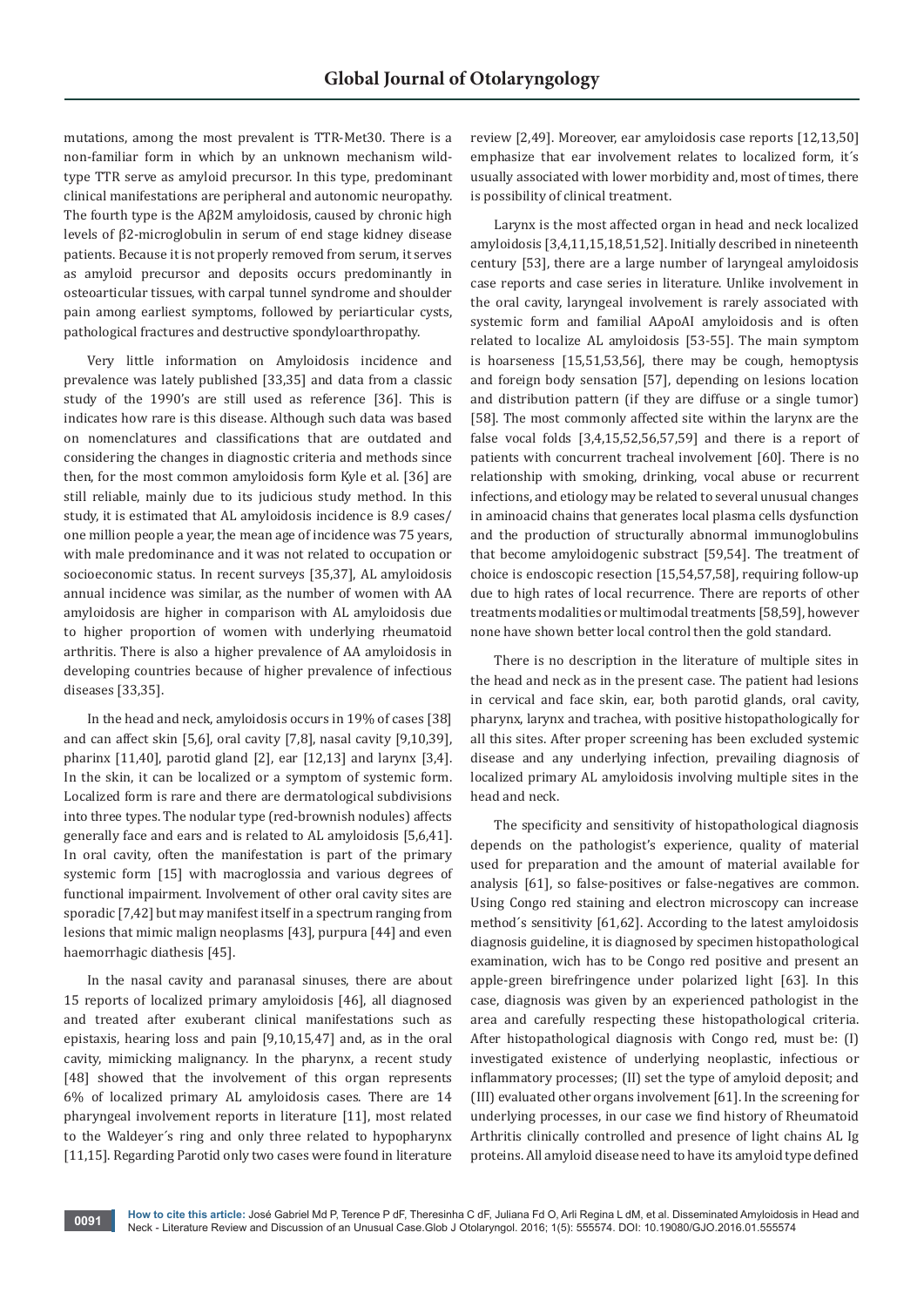mutations, among the most prevalent is TTR-Met30. There is a non-familiar form in which by an unknown mechanism wild-type TTR serve as amyloid precursor. In this type, predominant clinical manifestations are peripheral and autonomic neuropathy. The fourth type is the Aβ2M amyloidosis, caused by chronic high levels of β2-microglobulin in serum of end stage kidney disease patients. Because it is not properly removed from serum, it serves as amyloid precursor and deposits occurs predominantly in osteoarticular tissues, with carpal tunnel syndrome and shoulder pain among earliest symptoms, followed by periarticular cysts, pathological fractures and destructive spondyloarthropathy.

Very little information on Amyloidosis incidence and prevalence was lately published [33,35] and data from a classic study of the 1990's are still used as reference [36]. This is indicates how rare is this disease. Although such data was based on nomenclatures and classifications that are outdated and considering the changes in diagnostic criteria and methods since then, for the most common amyloidosis form Kyle et al. [36] are still reliable, mainly due to its judicious study method. In this study, it is estimated that AL amyloidosis incidence is 8.9 cases/one million people a year, the mean age of incidence was 75 years, with male predominance and it was not related to occupation or socioeconomic status. In recent surveys [35,37], AL amyloidosis annual incidence was similar, as the number of women with AA amyloidosis are higher in comparison with AL amyloidosis due to higher proportion of women with underlying rheumatoid arthritis. There is also a higher prevalence of AA amyloidosis in developing countries because of higher prevalence of infectious diseases [33,35].

In the head and neck, amyloidosis occurs in 19% of cases [38] and can affect skin [5,6], oral cavity [7,8], nasal cavity [9,10,39], pharinx [11,40], parotid gland [2], ear [12,13] and larynx [3,4]. In the skin, it can be localized or a symptom of systemic form. Localized form is rare and there are dermatological subdivisions into three types. The nodular type (red-brownish nodules) affects generally face and ears and is related to AL amyloidosis [5,6,41]. In oral cavity, often the manifestation is part of the primary systemic form [15] with macroglossia and various degrees of functional impairment. Involvement of other oral cavity sites are sporadic [7,42] but may manifest itself in a spectrum ranging from lesions that mimic malign neoplasms [43], purpura [44] and even haemorrhagic diathesis [45].

In the nasal cavity and paranasal sinuses, there are about 15 reports of localized primary amyloidosis [46], all diagnosed and treated after exuberant clinical manifestations such as epistaxis, hearing loss and pain [9,10,15,47] and, as in the oral cavity, mimicking malignancy. In the pharynx, a recent study [48] showed that the involvement of this organ represents 6% of localized primary AL amyloidosis cases. There are 14 pharyngeal involvement reports in literature [11], most related to the Waldeyer´s ring and only three related to hypopharynx [11,15]. Regarding Parotid only two cases were found in literature review [2,49]. Moreover, ear amyloidosis case reports [12,13,50] emphasize that ear involvement relates to localized form, it´s usually associated with lower morbidity and, most of times, there is possibility of clinical treatment.

Larynx is the most affected organ in head and neck localized amyloidosis [3,4,11,15,18,51,52]. Initially described in nineteenth century [53], there are a large number of laryngeal amyloidosis case reports and case series in literature. Unlike involvement in the oral cavity, laryngeal involvement is rarely associated with systemic form and familial AApoAI amyloidosis and is often related to localize AL amyloidosis [53-55]. The main symptom is hoarseness [15,51,53,56], there may be cough, hemoptysis and foreign body sensation [57], depending on lesions location and distribution pattern (if they are diffuse or a single tumor) [58]. The most commonly affected site within the larynx are the false vocal folds [3,4,15,52,56,57,59] and there is a report of patients with concurrent tracheal involvement [60]. There is no relationship with smoking, drinking, vocal abuse or recurrent infections, and etiology may be related to several unusual changes in aminoacid chains that generates local plasma cells dysfunction and the production of structurally abnormal immunoglobulins that become amyloidogenic substract [59,54]. The treatment of choice is endoscopic resection [15,54,57,58], requiring follow-up due to high rates of local recurrence. There are reports of other treatments modalities or multimodal treatments [58,59], however none have shown better local control then the gold standard.

There is no description in the literature of multiple sites in the head and neck as in the present case. The patient had lesions in cervical and face skin, ear, both parotid glands, oral cavity, pharynx, larynx and trachea, with positive histopathologically for all this sites. After proper screening has been excluded systemic disease and any underlying infection, prevailing diagnosis of localized primary AL amyloidosis involving multiple sites in the head and neck.

The specificity and sensitivity of histopathological diagnosis depends on the pathologist's experience, quality of material used for preparation and the amount of material available for analysis [61], so false-positives or false-negatives are common. Using Congo red staining and electron microscopy can increase method´s sensitivity [61,62]. According to the latest amyloidosis diagnosis guideline, it is diagnosed by specimen histopathological examination, wich has to be Congo red positive and present an apple-green birefringence under polarized light [63]. In this case, diagnosis was given by an experienced pathologist in the area and carefully respecting these histopathological criteria. After histopathological diagnosis with Congo red, must be: (I) investigated existence of underlying neoplastic, infectious or inflammatory processes; (II) set the type of amyloid deposit; and (III) evaluated other organs involvement [61]. In the screening for underlying processes, in our case we find history of Rheumatoid Arthritis clinically controlled and presence of light chains AL Ig proteins. All amyloid disease need to have its amyloid type defined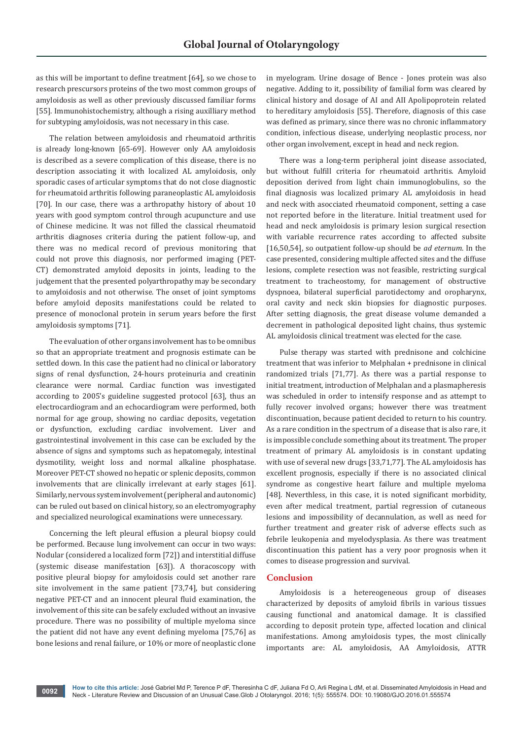as this will be important to define treatment [64], so we chose to research prescursors proteins of the two most common groups of amyloidosis as well as other previously discussed familiar forms [55]. Immunohistochemistry, although a rising auxilliary method for subtyping amyloidosis, was not necessary in this case.

The relation between amyloidosis and rheumatoid arthritis is already long-known [65-69]. However only AA amyloidosis is described as a severe complication of this disease, there is no description associating it with localized AL amyloidosis, only sporadic cases of articular symptoms that do not close diagnostic for rheumatoid arthritis following paraneoplastic AL amyloidosis [70]. In our case, there was a arthropathy history of about 10 years with good symptom control through acupuncture and use of Chinese medicine. It was not filled the classical rheumatoid arthritis diagnoses criteria during the patient follow-up, and there was no medical record of previous monitoring that could not prove this diagnosis, nor performed imaging (PET-CT) demonstrated amyloid deposits in joints, leading to the judgement that the presented polyarthropathy may be secondary to amyloidosis and not otherwise. The onset of joint symptoms before amyloid deposits manifestations could be related to presence of monoclonal protein in serum years before the first amyloidosis symptoms [71].

The evaluation of other organs involvement has to be omnibus so that an appropriate treatment and prognosis estimate can be settled down. In this case the patient had no clinical or laboratory signs of renal dysfunction, 24-hours proteinuria and creatinin clearance were normal. Cardiac function was investigated according to 2005's guideline suggested protocol [63], thus an electrocardiogram and an echocardiogram were performed, both normal for age group, showing no cardiac deposits, vegetation or dysfunction, excluding cardiac involvement. Liver and gastrointestinal involvement in this case can be excluded by the absence of signs and symptoms such as hepatomegaly, intestinal dysmotility, weight loss and normal alkaline phosphatase. Moreover PET-CT showed no hepatic or splenic deposits, common involvements that are clinically irrelevant at early stages [61]. Similarly, nervous system involvement (peripheral and autonomic) can be ruled out based on clinical history, so an electromyography and specialized neurological examinations were unnecessary.

Concerning the left pleural effusion a pleural biopsy could be performed. Because lung involvement can occur in two ways: Nodular (considered a localized form [72]) and interstitial diffuse (systemic disease manifestation [63]). A thoracoscopy with positive pleural biopsy for amyloidosis could set another rare site involvement in the same patient [73,74], but considering negative PET-CT and an innocent pleural fluid examination, the involvement of this site can be safely excluded without an invasive procedure. There was no possibility of multiple myeloma since the patient did not have any event defining myeloma [75,76] as bone lesions and renal failure, or 10% or more of neoplastic clone in myelogram. Urine dosage of Bence - Jones protein was also negative. Adding to it, possibility of familial form was cleared by clinical history and dosage of AI and AII Apolipoprotein related to hereditary amyloidosis [55]. Therefore, diagnosis of this case was defined as primary, since there was no chronic inflammatory condition, infectious disease, underlying neoplastic process, nor other organ involvement, except in head and neck region.

There was a long-term peripheral joint disease associated, but without fulfill criteria for rheumatoid arthritis. Amyloid deposition derived from light chain immunoglobulins, so the final diagnosis was localized primary AL amyloidosis in head and neck with asocciated rheumatoid component, setting a case not reported before in the literature. Initial treatment used for head and neck amyloidosis is primary lesion surgical resection with variable recurrence rates according to affected subsite [16,50,54], so outpatient follow-up should be *ad eternum*. In the case presented, considering multiple affected sites and the diffuse lesions, complete resection was not feasible, restricting surgical treatment to tracheostomy, for management of obstructive dyspnoea, bilateral superficial parotidectomy and oropharynx, oral cavity and neck skin biopsies for diagnostic purposes. After setting diagnosis, the great disease volume demanded a decrement in pathological deposited light chains, thus systemic AL amyloidosis clinical treatment was elected for the case.

Pulse therapy was started with prednisone and colchicine treatment that was inferior to Melphalan + prednisone in clinical randomized trials [71,77]. As there was a partial response to initial treatment, introduction of Melphalan and a plasmapheresis was scheduled in order to intensify response and as attempt to fully recover involved organs; however there was treatment discontinuation, because patient decided to return to his country. As a rare condition in the spectrum of a disease that is also rare, it is impossible conclude something about its treatment. The proper treatment of primary AL amyloidosis is in constant updating with use of several new drugs [33,71,77]. The AL amyloidosis has excellent prognosis, especially if there is no associated clinical syndrome as congestive heart failure and multiple myeloma [48]. Neverthless, in this case, it is noted significant morbidity, even after medical treatment, partial regression of cutaneous lesions and impossibility of decannulation, as well as need for further treatment and greater risk of adverse effects such as febrile leukopenia and myelodysplasia. As there was treatment discontinuation this patient has a very poor prognosis when it comes to disease progression and survival.

## Conclusion

Amyloidosis is a hetereogeneous group of diseases characterized by deposits of amyloid fibrils in various tissues causing functional and anatomical damage. It is classified according to deposit protein type, affected location and clinical manifestations. Among amyloidosis types, the most clinically importants are: AL amyloidosis, AA Amyloidosis, ATTR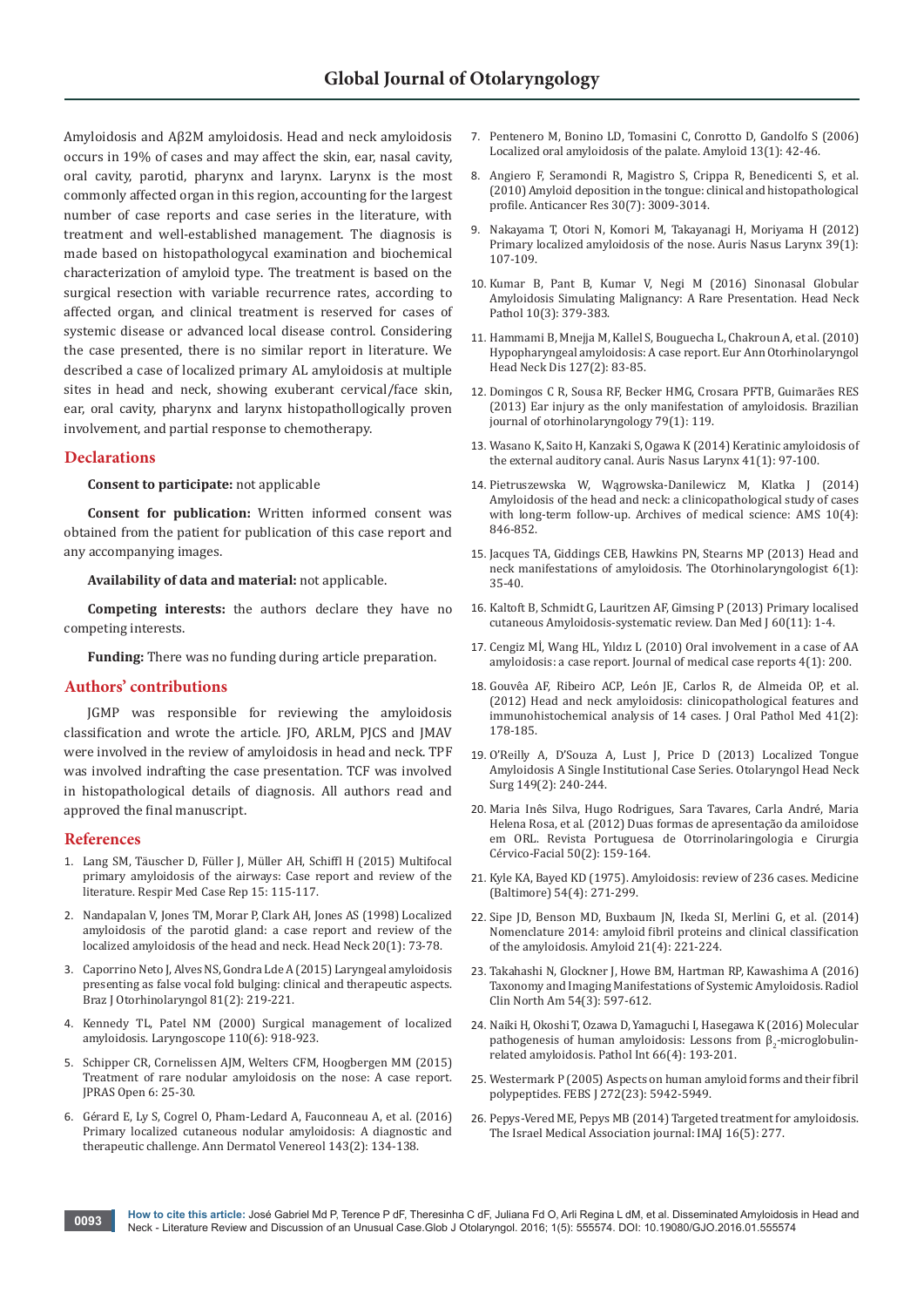Amyloidosis and Aβ2M amyloidosis. Head and neck amyloidosis occurs in 19% of cases and may affect the skin, ear, nasal cavity, oral cavity, parotid, pharynx and larynx. Larynx is the most commonly affected organ in this region, accounting for the largest number of case reports and case series in the literature, with treatment and well-established management. The diagnosis is made based on histopathologycal examination and biochemical characterization of amyloid type. The treatment is based on the surgical resection with variable recurrence rates, according to affected organ, and clinical treatment is reserved for cases of systemic disease or advanced local disease control. Considering the case presented, there is no similar report in literature. We described a case of localized primary AL amyloidosis at multiple sites in head and neck, showing exuberant cervical/face skin, ear, oral cavity, pharynx and larynx histopathollogically proven involvement, and partial response to chemotherapy.

## Declarations

**Consent to participate:** not applicable

**Consent for publication:** Written informed consent was obtained from the patient for publication of this case report and any accompanying images.

**Availability of data and material:** not applicable.

**Competing interests:** the authors declare they have no competing interests.

**Funding:** There was no funding during article preparation.

## Authors' contributions

JGMP was responsible for reviewing the amyloidosis classification and wrote the article. JFO, ARLM, PJCS and JMAV were involved in the review of amyloidosis in head and neck. TPF was involved indrafting the case presentation. TCF was involved in histopathological details of diagnosis. All authors read and approved the final manuscript.

## References

1. Lang SM, Täuscher D, Füller J, Müller AH, Schiffl H (2015) Multifocal primary amyloidosis of the airways: Case report and review of the literature. Respir Med Case Rep 15: 115-117.
2. Nandapalan V, Jones TM, Morar P, Clark AH, Jones AS (1998) Localized amyloidosis of the parotid gland: a case report and review of the localized amyloidosis of the head and neck. Head Neck 20(1): 73-78.
3. Caporrino Neto J, Alves NS, Gondra Lde A (2015) Laryngeal amyloidosis presenting as false vocal fold bulging: clinical and therapeutic aspects. Braz J Otorhinolaryngol 81(2): 219-221.
4. Kennedy TL, Patel NM (2000) Surgical management of localized amyloidosis. Laryngoscope 110(6): 918-923.
5. Schipper CR, Cornelissen AJM, Welters CFM, Hoogbergen MM (2015) Treatment of rare nodular amyloidosis on the nose: A case report. JPRAS Open 6: 25-30.
6. Gérard E, Ly S, Cogrel O, Pham-Ledard A, Fauconneau A, et al. (2016) Primary localized cutaneous nodular amyloidosis: A diagnostic and therapeutic challenge. Ann Dermatol Venereol 143(2): 134-138.
7. Pentenero M, Bonino LD, Tomasini C, Conrotto D, Gandolfo S (2006) Localized oral amyloidosis of the palate. Amyloid 13(1): 42-46.
8. Angiero F, Seramondi R, Magistro S, Crippa R, Benedicenti S, et al. (2010) Amyloid deposition in the tongue: clinical and histopathological profile. Anticancer Res 30(7): 3009-3014.
9. Nakayama T, Otori N, Komori M, Takayanagi H, Moriyama H (2012) Primary localized amyloidosis of the nose. Auris Nasus Larynx 39(1): 107-109.
10. Kumar B, Pant B, Kumar V, Negi M (2016) Sinonasal Globular Amyloidosis Simulating Malignancy: A Rare Presentation. Head Neck Pathol 10(3): 379-383.
11. Hammami B, Mnejja M, Kallel S, Bouguecha L, Chakroun A, et al. (2010) Hypopharyngeal amyloidosis: A case report. Eur Ann Otorhinolaryngol Head Neck Dis 127(2): 83-85.
12. Domingos C R, Sousa RF, Becker HMG, Crosara PFTB, Guimarães RES (2013) Ear injury as the only manifestation of amyloidosis. Brazilian journal of otorhinolaryngology 79(1): 119.
13. Wasano K, Saito H, Kanzaki S, Ogawa K (2014) Keratinic amyloidosis of the external auditory canal. Auris Nasus Larynx 41(1): 97-100.
14. Pietruszewska W, Wągrowska-Danilewicz M, Klatka J (2014) Amyloidosis of the head and neck: a clinicopathological study of cases with long-term follow-up. Archives of medical science: AMS 10(4): 846-852.
15. Jacques TA, Giddings CEB, Hawkins PN, Stearns MP (2013) Head and neck manifestations of amyloidosis. The Otorhinolaryngologist 6(1): 35-40.
16. Kaltoft B, Schmidt G, Lauritzen AF, Gimsing P (2013) Primary localised cutaneous Amyloidosis-systematic review. Dan Med J 60(11): 1-4.
17. Cengiz Mİ, Wang HL, Yıldız L (2010) Oral involvement in a case of AA amyloidosis: a case report. Journal of medical case reports 4(1): 200.
18. Gouvêa AF, Ribeiro ACP, León JE, Carlos R, de Almeida OP, et al. (2012) Head and neck amyloidosis: clinicopathological features and immunohistochemical analysis of 14 cases. J Oral Pathol Med 41(2): 178-185.
19. O'Reilly A, D'Souza A, Lust J, Price D (2013) Localized Tongue Amyloidosis A Single Institutional Case Series. Otolaryngol Head Neck Surg 149(2): 240-244.
20. Maria Inês Silva, Hugo Rodrigues, Sara Tavares, Carla André, Maria Helena Rosa, et al. (2012) Duas formas de apresentação da amiloidose em ORL. Revista Portuguesa de Otorrinolaringologia e Cirurgia Cérvico-Facial 50(2): 159-164.
21. Kyle KA, Bayed KD (1975). Amyloidosis: review of 236 cases. Medicine (Baltimore) 54(4): 271-299.
22. Sipe JD, Benson MD, Buxbaum JN, Ikeda SI, Merlini G, et al. (2014) Nomenclature 2014: amyloid fibril proteins and clinical classification of the amyloidosis. Amyloid 21(4): 221-224.
23. Takahashi N, Glockner J, Howe BM, Hartman RP, Kawashima A (2016) Taxonomy and Imaging Manifestations of Systemic Amyloidosis. Radiol Clin North Am 54(3): 597-612.
24. Naiki H, Okoshi T, Ozawa D, Yamaguchi I, Hasegawa K (2016) Molecular pathogenesis of human amyloidosis: Lessons from $\beta_2$-microglobulin-related amyloidosis. Pathol Int 66(4): 193-201.
25. Westermark P (2005) Aspects on human amyloid forms and their fibril polypeptides. FEBS J 272(23): 5942-5949.
26. Pepys-Vered ME, Pepys MB (2014) Targeted treatment for amyloidosis. The Israel Medical Association journal: IMAJ 16(5): 277.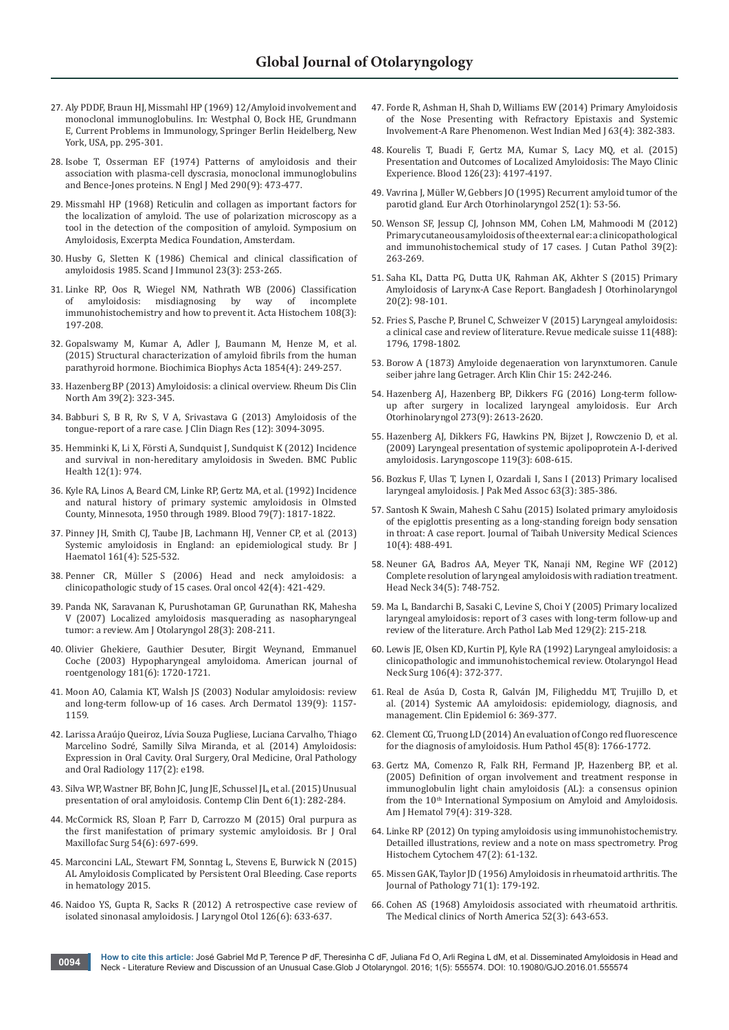27. Aly PDDF, Braun HJ, Missmahl HP (1969) 12/Amyloid involvement and monoclonal immunoglobulins. In: Westphal O, Bock HE, Grundmann E, Current Problems in Immunology, Springer Berlin Heidelberg, New York, USA, pp. 295-301.

28. Isobe T, Osserman EF (1974) Patterns of amyloidosis and their association with plasma-cell dyscrasia, monoclonal immunoglobulins and Bence-Jones proteins. N Engl J Med 290(9): 473-477.

29. Missmahl HP (1968) Reticulin and collagen as important factors for the localization of amyloid. The use of polarization microscopy as a tool in the detection of the composition of amyloid. Symposium on Amyloidosis, Excerpta Medica Foundation, Amsterdam.

30. Husby G, Sletten K (1986) Chemical and clinical classification of amyloidosis 1985. Scand J Immunol 23(3): 253-265.

31. Linke RP, Oos R, Wiegel NM, Nathrath WB (2006) Classification of amyloidosis: misdiagnosing by way of incomplete immunohistochemistry and how to prevent it. Acta Histochem 108(3): 197-208.

32. Gopalswamy M, Kumar A, Adler J, Baumann M, Henze M, et al. (2015) Structural characterization of amyloid fibrils from the human parathyroid hormone. Biochimica Biophys Acta 1854(4): 249-257.

33. Hazenberg BP (2013) Amyloidosis: a clinical overview. Rheum Dis Clin North Am 39(2): 323-345.

34. Babburi S, B R, Rv S, V A, Srivastava G (2013) Amyloidosis of the tongue-report of a rare case. J Clin Diagn Res (12): 3094-3095.

35. Hemminki K, Li X, Försti A, Sundquist J, Sundquist K (2012) Incidence and survival in non-hereditary amyloidosis in Sweden. BMC Public Health 12(1): 974.

36. Kyle RA, Linos A, Beard CM, Linke RP, Gertz MA, et al. (1992) Incidence and natural history of primary systemic amyloidosis in Olmsted County, Minnesota, 1950 through 1989. Blood 79(7): 1817-1822.

37. Pinney JH, Smith CJ, Taube JB, Lachmann HJ, Venner CP, et al. (2013) Systemic amyloidosis in England: an epidemiological study. Br J Haematol 161(4): 525-532.

38. Penner CR, Müller S (2006) Head and neck amyloidosis: a clinicopathologic study of 15 cases. Oral oncol 42(4): 421-429.

39. Panda NK, Saravanan K, Purushotaman GP, Gurunathan RK, Mahesha V (2007) Localized amyloidosis masquerading as nasopharyngeal tumor: a review. Am J Otolaryngol 28(3): 208-211.

40. Olivier Ghekiere, Gauthier Desuter, Birgit Weynand, Emmanuel Coche (2003) Hypopharyngeal amyloidoma. American journal of roentgenology 181(6): 1720-1721.

41. Moon AO, Calamia KT, Walsh JS (2003) Nodular amyloidosis: review and long-term follow-up of 16 cases. Arch Dermatol 139(9): 1157-1159.

42. Larissa Araújo Queiroz, Lívia Souza Pugliese, Luciana Carvalho, Thiago Marcelino Sodré, Samilly Silva Miranda, et al. (2014) Amyloidosis: Expression in Oral Cavity. Oral Surgery, Oral Medicine, Oral Pathology and Oral Radiology 117(2): e198.

43. Silva WP, Wastner BF, Bohn JC, Jung JE, Schussel JL, et al. (2015) Unusual presentation of oral amyloidosis. Contemp Clin Dent 6(1): 282-284.

44. McCormick RS, Sloan P, Farr D, Carrozzo M (2015) Oral purpura as the first manifestation of primary systemic amyloidosis. Br J Oral Maxillofac Surg 54(6): 697-699.

45. Marconcini LAL, Stewart FM, Sonntag L, Stevens E, Burwick N (2015) AL Amyloidosis Complicated by Persistent Oral Bleeding. Case reports in hematology 2015.

46. Naidoo YS, Gupta R, Sacks R (2012) A retrospective case review of isolated sinonasal amyloidosis. J Laryngol Otol 126(6): 633-637.

47. Forde R, Ashman H, Shah D, Williams EW (2014) Primary Amyloidosis of the Nose Presenting with Refractory Epistaxis and Systemic Involvement-A Rare Phenomenon. West Indian Med J 63(4): 382-383.

48. Kourelis T, Buadi F, Gertz MA, Kumar S, Lacy MQ, et al. (2015) Presentation and Outcomes of Localized Amyloidosis: The Mayo Clinic Experience. Blood 126(23): 4197-4197.

49. Vavrina J, Müller W, Gebbers JO (1995) Recurrent amyloid tumor of the parotid gland. Eur Arch Otorhinolaryngol 252(1): 53-56.

50. Wenson SF, Jessup CJ, Johnson MM, Cohen LM, Mahmoodi M (2012) Primary cutaneous amyloidosis of the external ear: a clinicopathological and immunohistochemical study of 17 cases. J Cutan Pathol 39(2): 263-269.

51. Saha KL, Datta PG, Dutta UK, Rahman AK, Akhter S (2015) Primary Amyloidosis of Larynx-A Case Report. Bangladesh J Otorhinolaryngol 20(2): 98-101.

52. Fries S, Pasche P, Brunel C, Schweizer V (2015) Laryngeal amyloidosis: a clinical case and review of literature. Revue medicale suisse 11(488): 1796, 1798-1802.

53. Borow A (1873) Amyloide degenaeration von larynxtumoren. Canule seiber jahre lang Getrager. Arch Klin Chir 15: 242-246.

54. Hazenberg AJ, Hazenberg BP, Dikkers FG (2016) Long-term follow-up after surgery in localized laryngeal amyloidosis. Eur Arch Otorhinolaryngol 273(9): 2613-2620.

55. Hazenberg AJ, Dikkers FG, Hawkins PN, Bijzet J, Rowczenio D, et al. (2009) Laryngeal presentation of systemic apolipoprotein A-I-derived amyloidosis. Laryngoscope 119(3): 608-615.

56. Bozkus F, Ulas T, Lynen I, Ozardali I, Sans I (2013) Primary localised laryngeal amyloidosis. J Pak Med Assoc 63(3): 385-386.

57. Santosh K Swain, Mahesh C Sahu (2015) Isolated primary amyloidosis of the epiglottis presenting as a long-standing foreign body sensation in throat: A case report. Journal of Taibah University Medical Sciences 10(4): 488-491.

58. Neuner GA, Badros AA, Meyer TK, Nanaji NM, Regine WF (2012) Complete resolution of laryngeal amyloidosis with radiation treatment. Head Neck 34(5): 748-752.

59. Ma L, Bandarchi B, Sasaki C, Levine S, Choi Y (2005) Primary localized laryngeal amyloidosis: report of 3 cases with long-term follow-up and review of the literature. Arch Pathol Lab Med 129(2): 215-218.

60. Lewis JE, Olsen KD, Kurtin PJ, Kyle RA (1992) Laryngeal amyloidosis: a clinicopathologic and immunohistochemical review. Otolaryngol Head Neck Surg 106(4): 372-377.

61. Real de Asúa D, Costa R, Galván JM, Filigheddu MT, Trujillo D, et al. (2014) Systemic AA amyloidosis: epidemiology, diagnosis, and management. Clin Epidemiol 6: 369-377.

62. Clement CG, Truong LD (2014) An evaluation of Congo red fluorescence for the diagnosis of amyloidosis. Hum Pathol 45(8): 1766-1772.

63. Gertz MA, Comenzo R, Falk RH, Fermand JP, Hazenberg BP, et al. (2005) Definition of organ involvement and treatment response in immunoglobulin light chain amyloidosis (AL): a consensus opinion from the 10th International Symposium on Amyloid and Amyloidosis. Am J Hematol 79(4): 319-328.

64. Linke RP (2012) On typing amyloidosis using immunohistochemistry. Detailled illustrations, review and a note on mass spectrometry. Prog Histochem Cytochem 47(2): 61-132.

65. Missen GAK, Taylor JD (1956) Amyloidosis in rheumatoid arthritis. The Journal of Pathology 71(1): 179-192.

66. Cohen AS (1968) Amyloidosis associated with rheumatoid arthritis. The Medical clinics of North America 52(3): 643-653.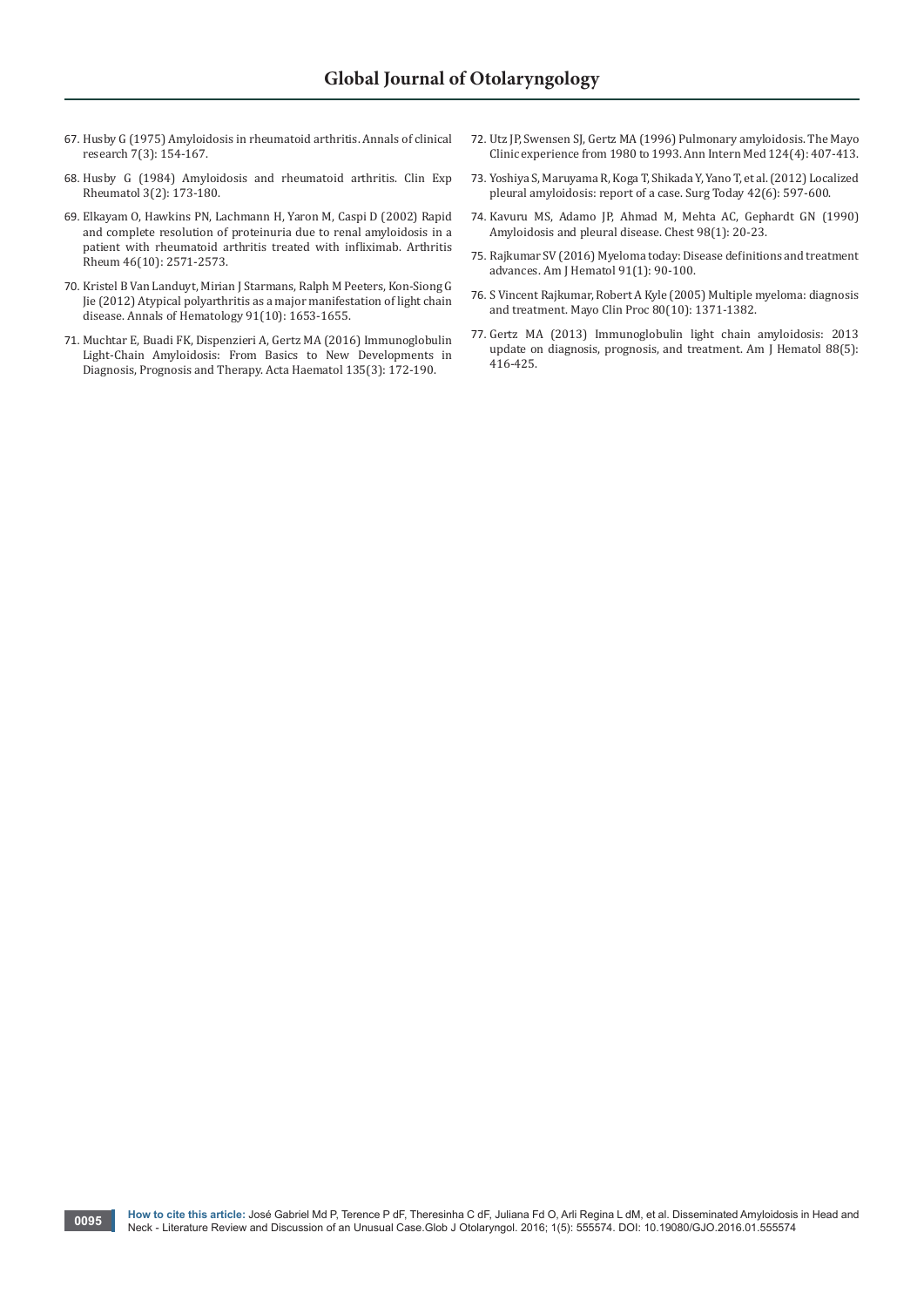67. Husby G (1975) Amyloidosis in rheumatoid arthritis. Annals of clinical research 7(3): 154-167.

68. Husby G (1984) Amyloidosis and rheumatoid arthritis. Clin Exp Rheumatol 3(2): 173-180.

69. Elkayam O, Hawkins PN, Lachmann H, Yaron M, Caspi D (2002) Rapid and complete resolution of proteinuria due to renal amyloidosis in a patient with rheumatoid arthritis treated with infliximab. Arthritis Rheum 46(10): 2571-2573.

70. Kristel B Van Landuyt, Mirian J Starmans, Ralph M Peeters, Kon-Siong G Jie (2012) Atypical polyarthritis as a major manifestation of light chain disease. Annals of Hematology 91(10): 1653-1655.

71. Muchtar E, Buadi FK, Dispenzieri A, Gertz MA (2016) Immunoglobulin Light-Chain Amyloidosis: From Basics to New Developments in Diagnosis, Prognosis and Therapy. Acta Haematol 135(3): 172-190.

72. Utz JP, Swensen SJ, Gertz MA (1996) Pulmonary amyloidosis. The Mayo Clinic experience from 1980 to 1993. Ann Intern Med 124(4): 407-413.

73. Yoshiya S, Maruyama R, Koga T, Shikada Y, Yano T, et al. (2012) Localized pleural amyloidosis: report of a case. Surg Today 42(6): 597-600.

74. Kavuru MS, Adamo JP, Ahmad M, Mehta AC, Gephardt GN (1990) Amyloidosis and pleural disease. Chest 98(1): 20-23.

75. Rajkumar SV (2016) Myeloma today: Disease definitions and treatment advances. Am J Hematol 91(1): 90-100.

76. S Vincent Rajkumar, Robert A Kyle (2005) Multiple myeloma: diagnosis and treatment. Mayo Clin Proc 80(10): 1371-1382.

77. Gertz MA (2013) Immunoglobulin light chain amyloidosis: 2013 update on diagnosis, prognosis, and treatment. Am J Hematol 88(5): 416-425.